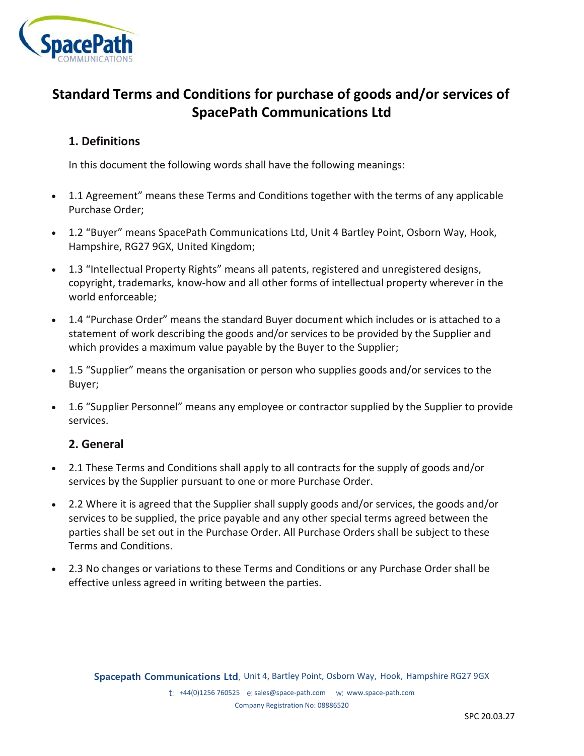# Standard Terms and Conditions for purchase of goods and/or services of SpacePath Communications Ltd

## 1. Definitions

In this document the following words shall have the following meanings:

- 1.1 Agreement” means these Terms and Conditions together with the terms of any applicable Purchase Order;
- 1.2 “Buyer” means SpacePath Communications Ltd, Unit 4 Bartley Point, Osborn Way, Hook, Hampshire, RG27 9GX, United Kingdom;
- 1.3 “Intellectual Property Rights” means all patents, registered and unregistered designs, copyright, trademarks, know-how and all other forms of intellectual property wherever in the world enforceable;
- 1.4 “Purchase Order” means the standard Buyer document which includes or is attached to a statement of work describing the goods and/or services to be provided by the Supplier and which provides a maximum value payable by the Buyer to the Supplier;
- 1.5 “Supplier” means the organisation or person who supplies goods and/or services to the Buyer;
- 1.6 “Supplier Personnel” means any employee or contractor supplied by the Supplier to provide services.

## 2. General

- 2.1 These Terms and Conditions shall apply to all contracts for the supply of goods and/or services by the Supplier pursuant to one or more Purchase Order.
- 2.2 Where it is agreed that the Supplier shall supply goods and/or services, the goods and/or services to be supplied, the price payable and any other special terms agreed between the parties shall be set out in the Purchase Order. All Purchase Orders shall be subject to these Terms and Conditions.
- 2.3 No changes or variations to these Terms and Conditions or any Purchase Order shall be effective unless agreed in writing between the parties.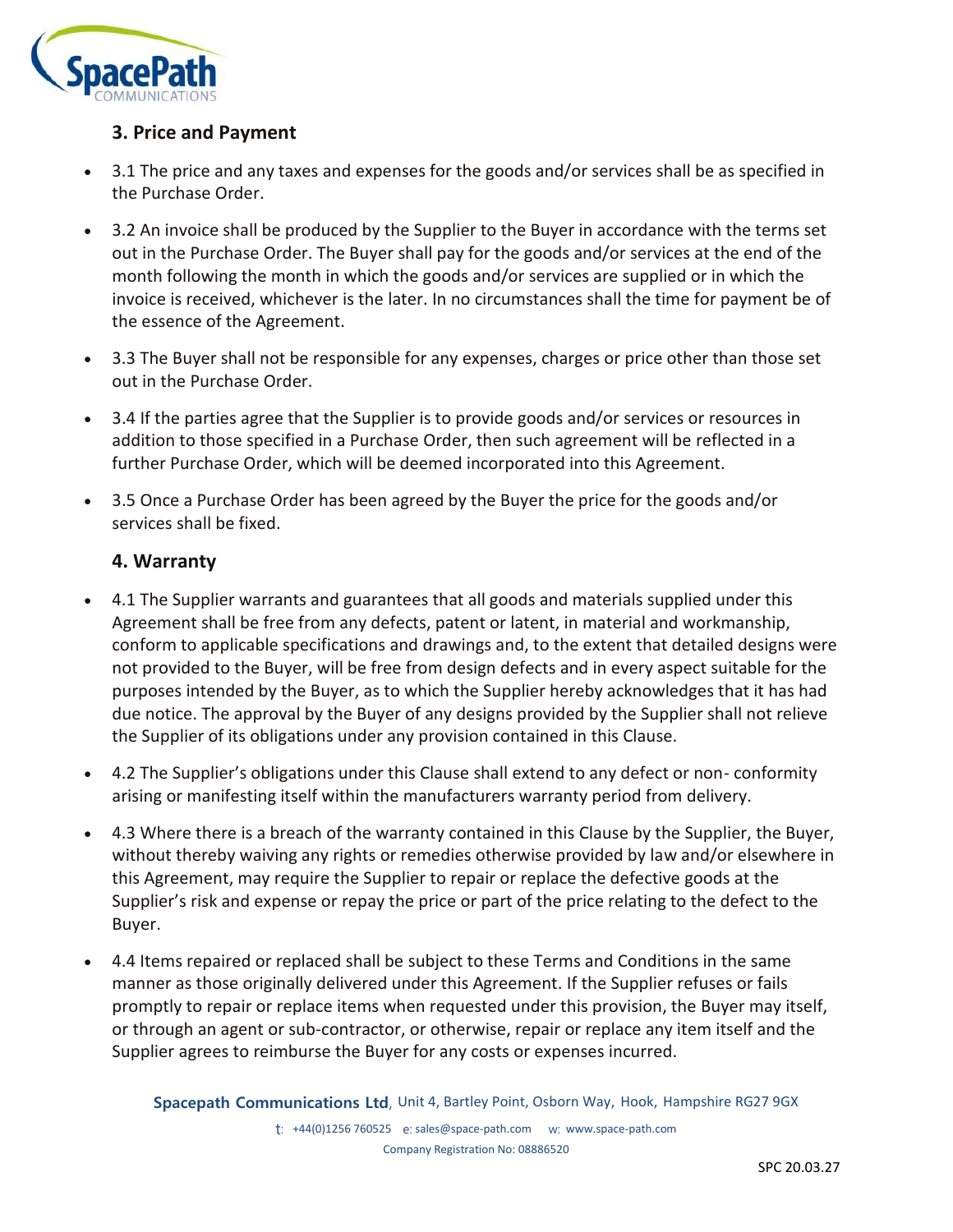## 3. Price and Payment

- 3.1 The price and any taxes and expenses for the goods and/or services shall be as specified in the Purchase Order.
- 3.2 An invoice shall be produced by the Supplier to the Buyer in accordance with the terms set out in the Purchase Order. The Buyer shall pay for the goods and/or services at the end of the month following the month in which the goods and/or services are supplied or in which the invoice is received, whichever is the later. In no circumstances shall the time for payment be of the essence of the Agreement.
- 3.3 The Buyer shall not be responsible for any expenses, charges or price other than those set out in the Purchase Order.
- 3.4 If the parties agree that the Supplier is to provide goods and/or services or resources in addition to those specified in a Purchase Order, then such agreement will be reflected in a further Purchase Order, which will be deemed incorporated into this Agreement.
- 3.5 Once a Purchase Order has been agreed by the Buyer the price for the goods and/or services shall be fixed.

## 4. Warranty

- 4.1 The Supplier warrants and guarantees that all goods and materials supplied under this Agreement shall be free from any defects, patent or latent, in material and workmanship, conform to applicable specifications and drawings and, to the extent that detailed designs were not provided to the Buyer, will be free from design defects and in every aspect suitable for the purposes intended by the Buyer, as to which the Supplier hereby acknowledges that it has had due notice. The approval by the Buyer of any designs provided by the Supplier shall not relieve the Supplier of its obligations under any provision contained in this Clause.
- 4.2 The Supplier's obligations under this Clause shall extend to any defect or non- conformity arising or manifesting itself within the manufacturers warranty period from delivery.
- 4.3 Where there is a breach of the warranty contained in this Clause by the Supplier, the Buyer, without thereby waiving any rights or remedies otherwise provided by law and/or elsewhere in this Agreement, may require the Supplier to repair or replace the defective goods at the Supplier's risk and expense or repay the price or part of the price relating to the defect to the Buyer.
- 4.4 Items repaired or replaced shall be subject to these Terms and Conditions in the same manner as those originally delivered under this Agreement. If the Supplier refuses or fails promptly to repair or replace items when requested under this provision, the Buyer may itself, or through an agent or sub-contractor, or otherwise, repair or replace any item itself and the Supplier agrees to reimburse the Buyer for any costs or expenses incurred.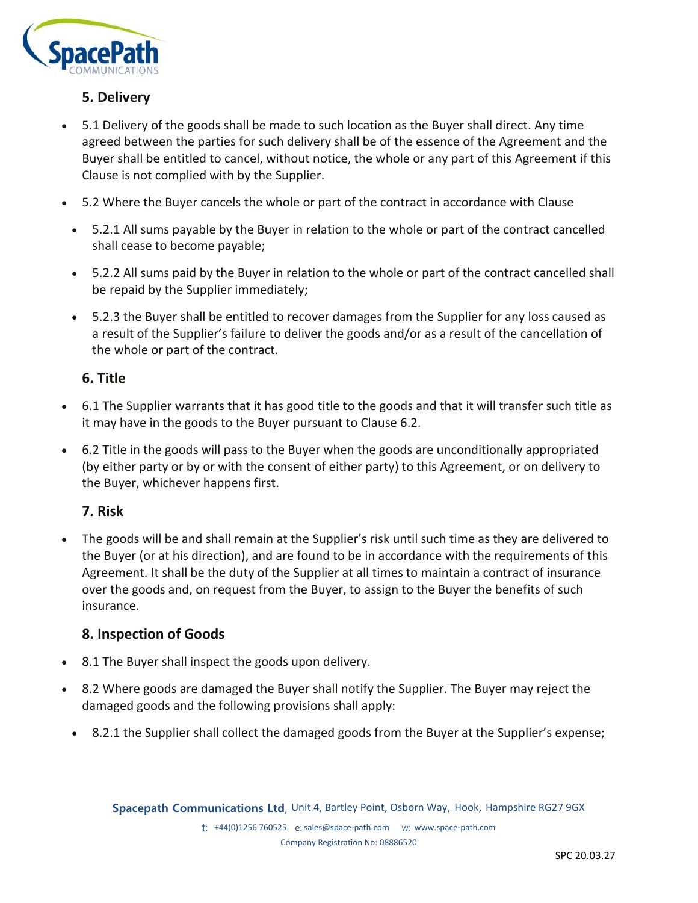## 5. Delivery

- 5.1 Delivery of the goods shall be made to such location as the Buyer shall direct. Any time agreed between the parties for such delivery shall be of the essence of the Agreement and the Buyer shall be entitled to cancel, without notice, the whole or any part of this Agreement if this Clause is not complied with by the Supplier.
- 5.2 Where the Buyer cancels the whole or part of the contract in accordance with Clause
  - 5.2.1 All sums payable by the Buyer in relation to the whole or part of the contract cancelled shall cease to become payable;
  - 5.2.2 All sums paid by the Buyer in relation to the whole or part of the contract cancelled shall be repaid by the Supplier immediately;
  - 5.2.3 the Buyer shall be entitled to recover damages from the Supplier for any loss caused as a result of the Supplier's failure to deliver the goods and/or as a result of the cancellation of the whole or part of the contract.

## 6. Title

- 6.1 The Supplier warrants that it has good title to the goods and that it will transfer such title as it may have in the goods to the Buyer pursuant to Clause 6.2.
- 6.2 Title in the goods will pass to the Buyer when the goods are unconditionally appropriated (by either party or by or with the consent of either party) to this Agreement, or on delivery to the Buyer, whichever happens first.

## 7. Risk

- The goods will be and shall remain at the Supplier's risk until such time as they are delivered to the Buyer (or at his direction), and are found to be in accordance with the requirements of this Agreement. It shall be the duty of the Supplier at all times to maintain a contract of insurance over the goods and, on request from the Buyer, to assign to the Buyer the benefits of such insurance.

## 8. Inspection of Goods

- 8.1 The Buyer shall inspect the goods upon delivery.
- 8.2 Where goods are damaged the Buyer shall notify the Supplier. The Buyer may reject the damaged goods and the following provisions shall apply:
  - 8.2.1 the Supplier shall collect the damaged goods from the Buyer at the Supplier's expense;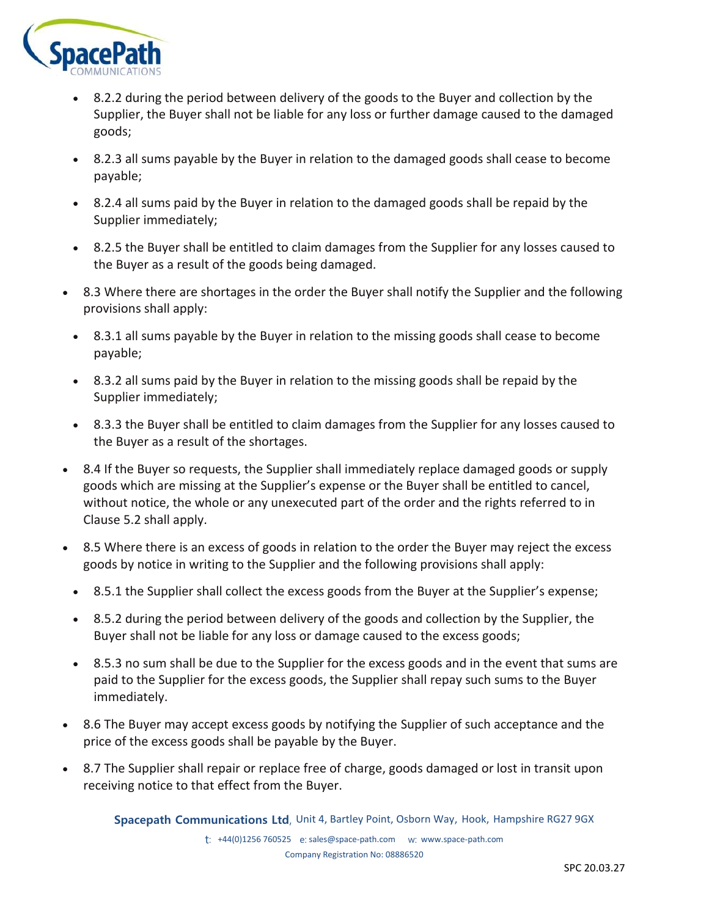- 8.2.2 during the period between delivery of the goods to the Buyer and collection by the Supplier, the Buyer shall not be liable for any loss or further damage caused to the damaged goods;
- 8.2.3 all sums payable by the Buyer in relation to the damaged goods shall cease to become payable;
- 8.2.4 all sums paid by the Buyer in relation to the damaged goods shall be repaid by the Supplier immediately;
- 8.2.5 the Buyer shall be entitled to claim damages from the Supplier for any losses caused to the Buyer as a result of the goods being damaged.

- 8.3 Where there are shortages in the order the Buyer shall notify the Supplier and the following provisions shall apply:
  - 8.3.1 all sums payable by the Buyer in relation to the missing goods shall cease to become payable;
  - 8.3.2 all sums paid by the Buyer in relation to the missing goods shall be repaid by the Supplier immediately;
  - 8.3.3 the Buyer shall be entitled to claim damages from the Supplier for any losses caused to the Buyer as a result of the shortages.
- 8.4 If the Buyer so requests, the Supplier shall immediately replace damaged goods or supply goods which are missing at the Supplier's expense or the Buyer shall be entitled to cancel, without notice, the whole or any unexecuted part of the order and the rights referred to in Clause 5.2 shall apply.
- 8.5 Where there is an excess of goods in relation to the order the Buyer may reject the excess goods by notice in writing to the Supplier and the following provisions shall apply:
  - 8.5.1 the Supplier shall collect the excess goods from the Buyer at the Supplier's expense;
  - 8.5.2 during the period between delivery of the goods and collection by the Supplier, the Buyer shall not be liable for any loss or damage caused to the excess goods;
  - 8.5.3 no sum shall be due to the Supplier for the excess goods and in the event that sums are paid to the Supplier for the excess goods, the Supplier shall repay such sums to the Buyer immediately.
- 8.6 The Buyer may accept excess goods by notifying the Supplier of such acceptance and the price of the excess goods shall be payable by the Buyer.
- 8.7 The Supplier shall repair or replace free of charge, goods damaged or lost in transit upon receiving notice to that effect from the Buyer.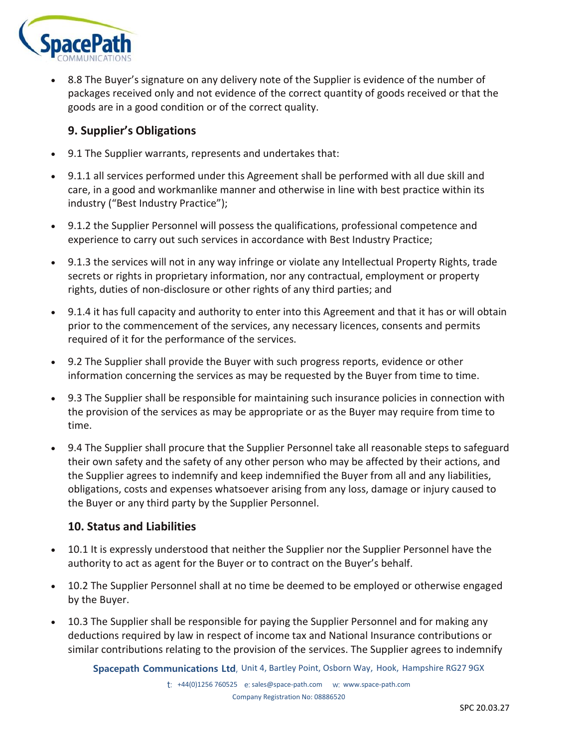- 8.8 The Buyer's signature on any delivery note of the Supplier is evidence of the number of packages received only and not evidence of the correct quantity of goods received or that the goods are in a good condition or of the correct quality.

### 9. Supplier's Obligations

- 9.1 The Supplier warrants, represents and undertakes that:
- 9.1.1 all services performed under this Agreement shall be performed with all due skill and care, in a good and workmanlike manner and otherwise in line with best practice within its industry ("Best Industry Practice");
- 9.1.2 the Supplier Personnel will possess the qualifications, professional competence and experience to carry out such services in accordance with Best Industry Practice;
- 9.1.3 the services will not in any way infringe or violate any Intellectual Property Rights, trade secrets or rights in proprietary information, nor any contractual, employment or property rights, duties of non-disclosure or other rights of any third parties; and
- 9.1.4 it has full capacity and authority to enter into this Agreement and that it has or will obtain prior to the commencement of the services, any necessary licences, consents and permits required of it for the performance of the services.
- 9.2 The Supplier shall provide the Buyer with such progress reports, evidence or other information concerning the services as may be requested by the Buyer from time to time.
- 9.3 The Supplier shall be responsible for maintaining such insurance policies in connection with the provision of the services as may be appropriate or as the Buyer may require from time to time.
- 9.4 The Supplier shall procure that the Supplier Personnel take all reasonable steps to safeguard their own safety and the safety of any other person who may be affected by their actions, and the Supplier agrees to indemnify and keep indemnified the Buyer from all and any liabilities, obligations, costs and expenses whatsoever arising from any loss, damage or injury caused to the Buyer or any third party by the Supplier Personnel.

### 10. Status and Liabilities

- 10.1 It is expressly understood that neither the Supplier nor the Supplier Personnel have the authority to act as agent for the Buyer or to contract on the Buyer's behalf.
- 10.2 The Supplier Personnel shall at no time be deemed to be employed or otherwise engaged by the Buyer.
- 10.3 The Supplier shall be responsible for paying the Supplier Personnel and for making any deductions required by law in respect of income tax and National Insurance contributions or similar contributions relating to the provision of the services. The Supplier agrees to indemnify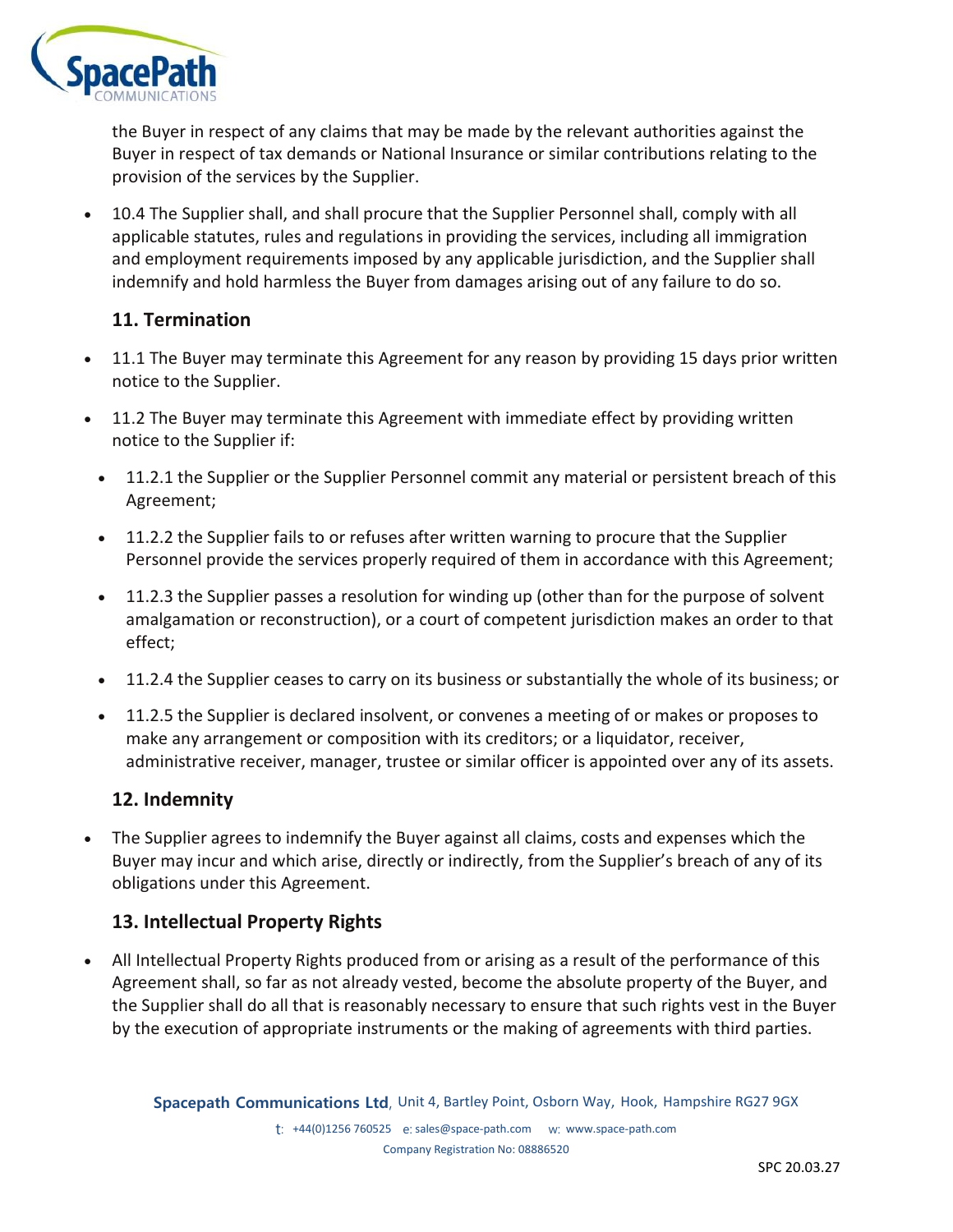the Buyer in respect of any claims that may be made by the relevant authorities against the Buyer in respect of tax demands or National Insurance or similar contributions relating to the provision of the services by the Supplier.

- 10.4 The Supplier shall, and shall procure that the Supplier Personnel shall, comply with all applicable statutes, rules and regulations in providing the services, including all immigration and employment requirements imposed by any applicable jurisdiction, and the Supplier shall indemnify and hold harmless the Buyer from damages arising out of any failure to do so.

### 11. Termination

- 11.1 The Buyer may terminate this Agreement for any reason by providing 15 days prior written notice to the Supplier.
- 11.2 The Buyer may terminate this Agreement with immediate effect by providing written notice to the Supplier if:
  - 11.2.1 the Supplier or the Supplier Personnel commit any material or persistent breach of this Agreement;
  - 11.2.2 the Supplier fails to or refuses after written warning to procure that the Supplier Personnel provide the services properly required of them in accordance with this Agreement;
  - 11.2.3 the Supplier passes a resolution for winding up (other than for the purpose of solvent amalgamation or reconstruction), or a court of competent jurisdiction makes an order to that effect;
  - 11.2.4 the Supplier ceases to carry on its business or substantially the whole of its business; or
  - 11.2.5 the Supplier is declared insolvent, or convenes a meeting of or makes or proposes to make any arrangement or composition with its creditors; or a liquidator, receiver, administrative receiver, manager, trustee or similar officer is appointed over any of its assets.

### 12. Indemnity

- The Supplier agrees to indemnify the Buyer against all claims, costs and expenses which the Buyer may incur and which arise, directly or indirectly, from the Supplier's breach of any of its obligations under this Agreement.

### 13. Intellectual Property Rights

- All Intellectual Property Rights produced from or arising as a result of the performance of this Agreement shall, so far as not already vested, become the absolute property of the Buyer, and the Supplier shall do all that is reasonably necessary to ensure that such rights vest in the Buyer by the execution of appropriate instruments or the making of agreements with third parties.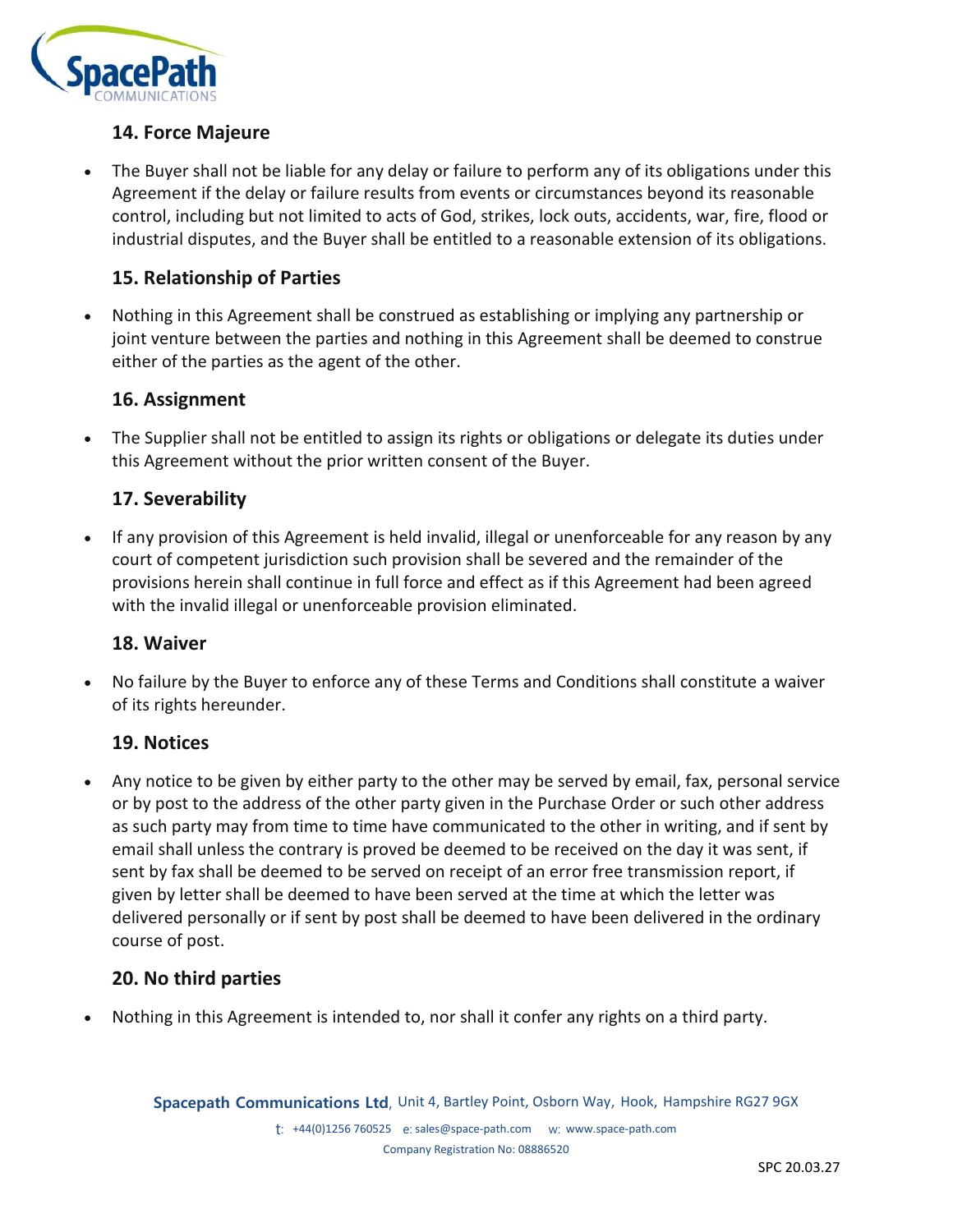### 14. Force Majeure

- The Buyer shall not be liable for any delay or failure to perform any of its obligations under this Agreement if the delay or failure results from events or circumstances beyond its reasonable control, including but not limited to acts of God, strikes, lock outs, accidents, war, fire, flood or industrial disputes, and the Buyer shall be entitled to a reasonable extension of its obligations.

### 15. Relationship of Parties

- Nothing in this Agreement shall be construed as establishing or implying any partnership or joint venture between the parties and nothing in this Agreement shall be deemed to construe either of the parties as the agent of the other.

### 16. Assignment

- The Supplier shall not be entitled to assign its rights or obligations or delegate its duties under this Agreement without the prior written consent of the Buyer.

### 17. Severability

- If any provision of this Agreement is held invalid, illegal or unenforceable for any reason by any court of competent jurisdiction such provision shall be severed and the remainder of the provisions herein shall continue in full force and effect as if this Agreement had been agreed with the invalid illegal or unenforceable provision eliminated.

### 18. Waiver

- No failure by the Buyer to enforce any of these Terms and Conditions shall constitute a waiver of its rights hereunder.

### 19. Notices

- Any notice to be given by either party to the other may be served by email, fax, personal service or by post to the address of the other party given in the Purchase Order or such other address as such party may from time to time have communicated to the other in writing, and if sent by email shall unless the contrary is proved be deemed to be received on the day it was sent, if sent by fax shall be deemed to be served on receipt of an error free transmission report, if given by letter shall be deemed to have been served at the time at which the letter was delivered personally or if sent by post shall be deemed to have been delivered in the ordinary course of post.

### 20. No third parties

- Nothing in this Agreement is intended to, nor shall it confer any rights on a third party.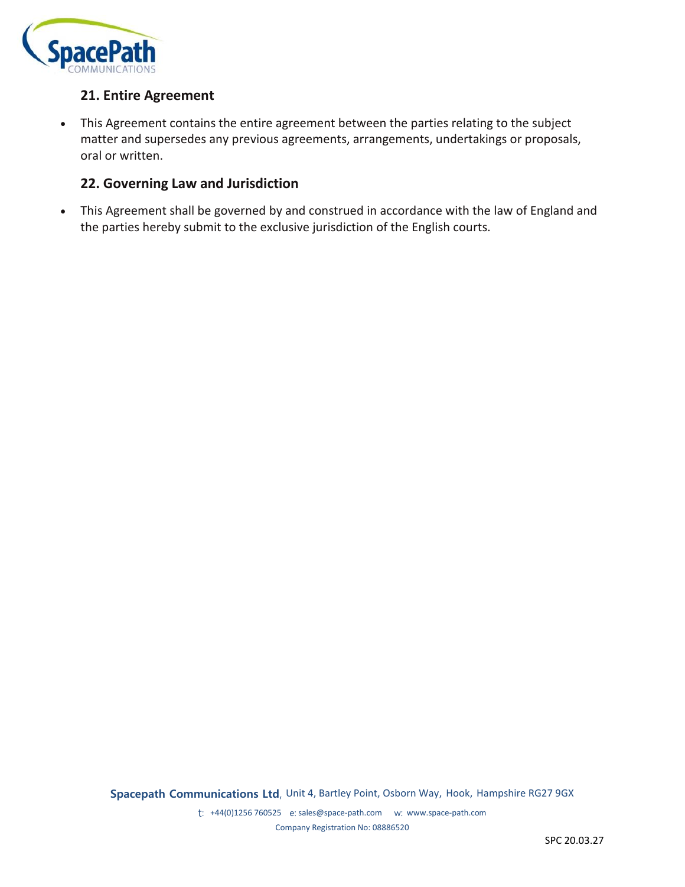## 21. Entire Agreement

- This Agreement contains the entire agreement between the parties relating to the subject matter and supersedes any previous agreements, arrangements, undertakings or proposals, oral or written.

## 22. Governing Law and Jurisdiction

- This Agreement shall be governed by and construed in accordance with the law of England and the parties hereby submit to the exclusive jurisdiction of the English courts.